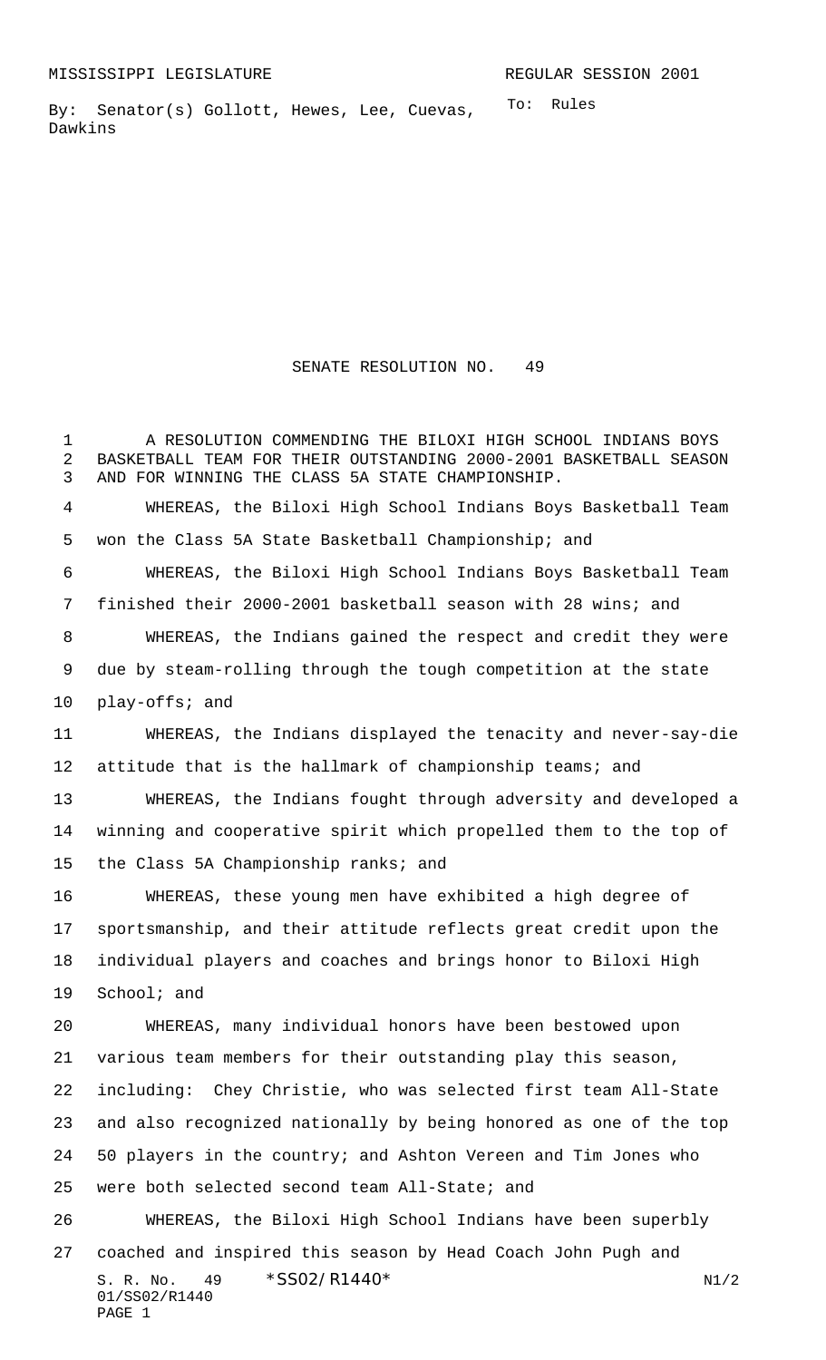MISSISSIPPI LEGISLATURE REGULAR SESSION 2001

By: Senator(s) Gollott, Hewes, Lee, Cuevas, Dawkins

To: Rules

# SENATE RESOLUTION NO. 49

A RESOLUTION COMMENDING THE BILOXI HIGH SCHOOL INDIANS BOYS BASKETBALL TEAM FOR THEIR OUTSTANDING 2000-2001 BASKETBALL SEASON AND FOR WINNING THE CLASS 5A STATE CHAMPIONSHIP.

WHEREAS, the Biloxi High School Indians Boys Basketball Team won the Class 5A State Basketball Championship; and

WHEREAS, the Biloxi High School Indians Boys Basketball Team finished their 2000-2001 basketball season with 28 wins; and

WHEREAS, the Indians gained the respect and credit they were due by steam-rolling through the tough competition at the state play-offs; and

WHEREAS, the Indians displayed the tenacity and never-say-die attitude that is the hallmark of championship teams; and

WHEREAS, the Indians fought through adversity and developed a winning and cooperative spirit which propelled them to the top of the Class 5A Championship ranks; and

WHEREAS, these young men have exhibited a high degree of sportsmanship, and their attitude reflects great credit upon the individual players and coaches and brings honor to Biloxi High School; and

WHEREAS, many individual honors have been bestowed upon various team members for their outstanding play this season, including: Chey Christie, who was selected first team All-State and also recognized nationally by being honored as one of the top 50 players in the country; and Ashton Vereen and Tim Jones who were both selected second team All-State; and

WHEREAS, the Biloxi High School Indians have been superbly coached and inspired this season by Head Coach John Pugh and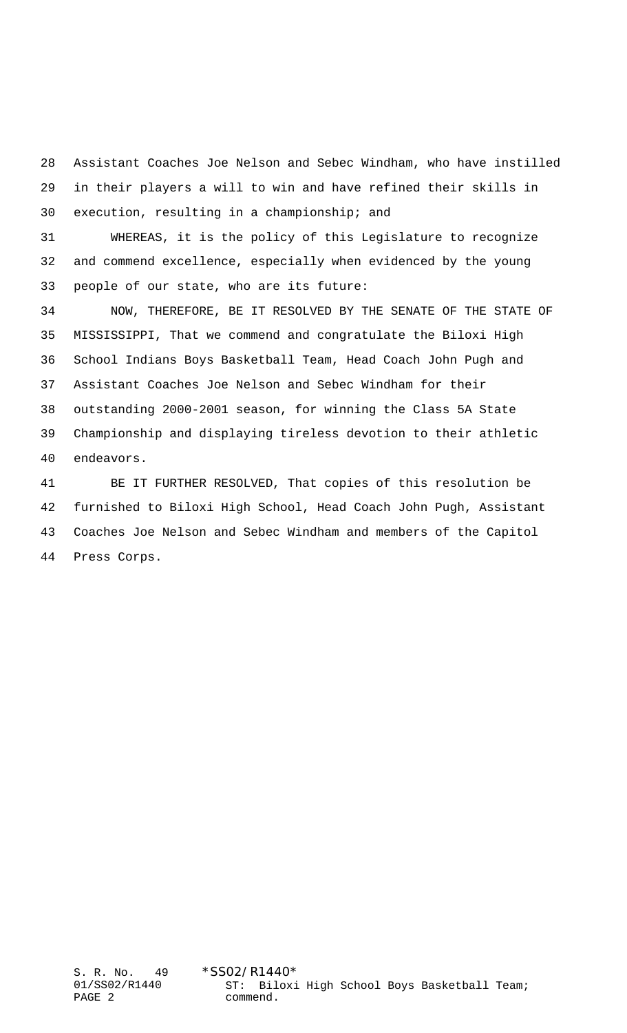Assistant Coaches Joe Nelson and Sebec Windham, who have instilled in their players a will to win and have refined their skills in execution, resulting in a championship; and

WHEREAS, it is the policy of this Legislature to recognize and commend excellence, especially when evidenced by the young people of our state, who are its future:

NOW, THEREFORE, BE IT RESOLVED BY THE SENATE OF THE STATE OF MISSISSIPPI, That we commend and congratulate the Biloxi High School Indians Boys Basketball Team, Head Coach John Pugh and Assistant Coaches Joe Nelson and Sebec Windham for their outstanding 2000-2001 season, for winning the Class 5A State Championship and displaying tireless devotion to their athletic endeavors.

BE IT FURTHER RESOLVED, That copies of this resolution be furnished to Biloxi High School, Head Coach John Pugh, Assistant Coaches Joe Nelson and Sebec Windham and members of the Capitol Press Corps.